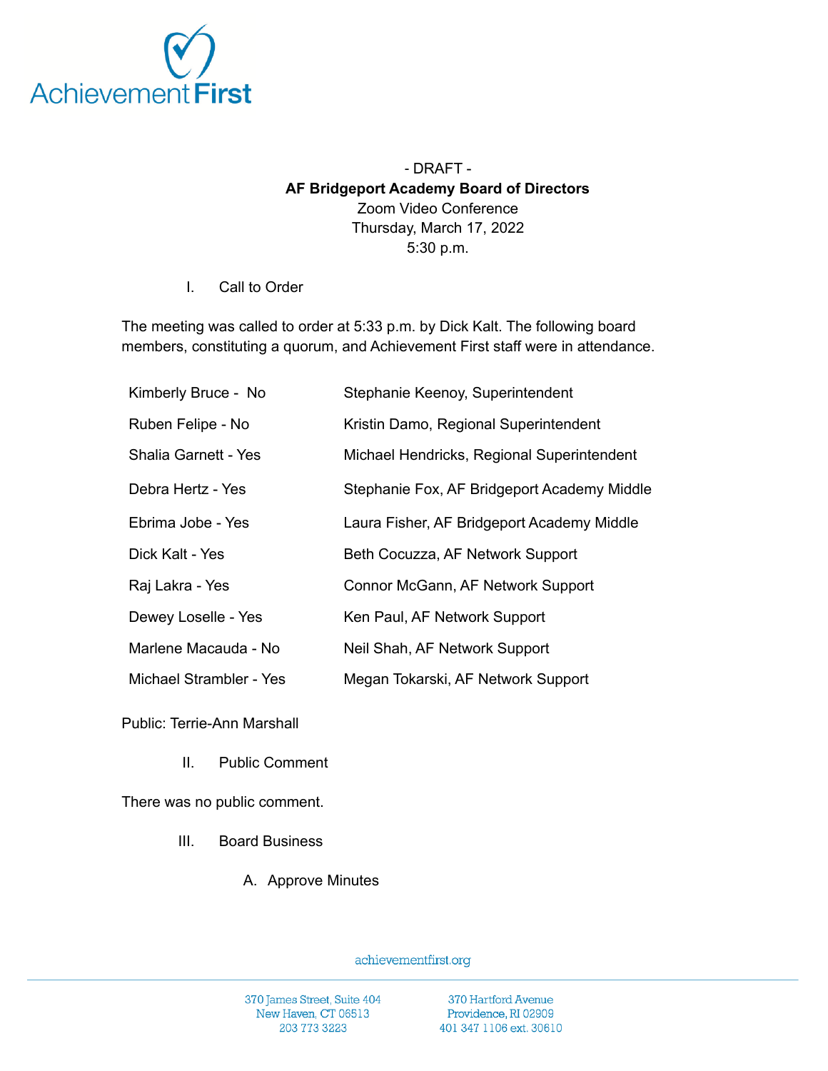- DRAFT -

**AF Bridgeport Academy Board of Directors**

Zoom Video Conference

Thursday, March 17, 2022

5:30 p.m.

I. Call to Order

The meeting was called to order at 5:33 p.m. by Dick Kalt. The following board members, constituting a quorum, and Achievement First staff were in attendance.

| | |
|---|---|
| Kimberly Bruce - No | Stephanie Keenoy, Superintendent |
| Ruben Felipe - No | Kristin Damo, Regional Superintendent |
| Shalia Garnett - Yes | Michael Hendricks, Regional Superintendent |
| Debra Hertz - Yes | Stephanie Fox, AF Bridgeport Academy Middle |
| Ebrima Jobe - Yes | Laura Fisher, AF Bridgeport Academy Middle |
| Dick Kalt - Yes | Beth Cocuzza, AF Network Support |
| Raj Lakra - Yes | Connor McGann, AF Network Support |
| Dewey Loselle - Yes | Ken Paul, AF Network Support |
| Marlene Macauda - No | Neil Shah, AF Network Support |
| Michael Strambler - Yes | Megan Tokarski, AF Network Support |

Public: Terrie-Ann Marshall

II. Public Comment

There was no public comment.

III. Board Business

A. Approve Minutes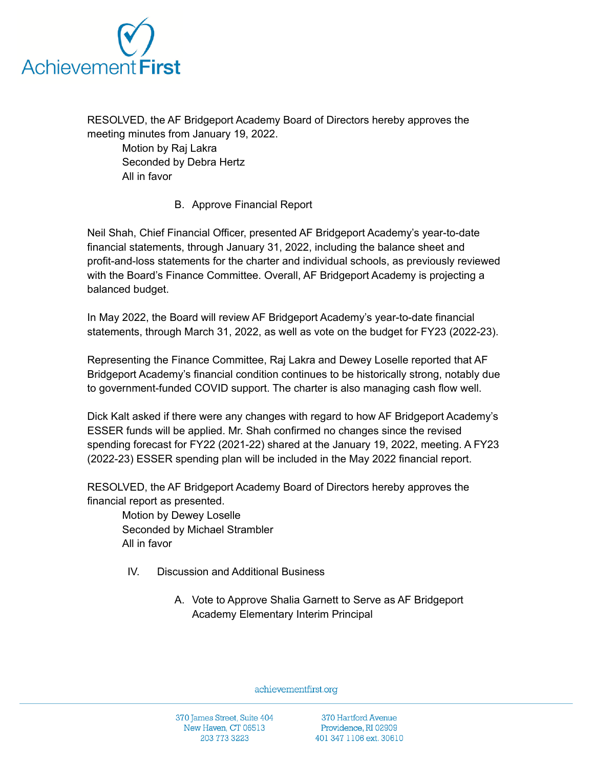RESOLVED, the AF Bridgeport Academy Board of Directors hereby approves the meeting minutes from January 19, 2022.

Motion by Raj Lakra
Seconded by Debra Hertz
All in favor

B. Approve Financial Report

Neil Shah, Chief Financial Officer, presented AF Bridgeport Academy's year-to-date financial statements, through January 31, 2022, including the balance sheet and profit-and-loss statements for the charter and individual schools, as previously reviewed with the Board's Finance Committee. Overall, AF Bridgeport Academy is projecting a balanced budget.

In May 2022, the Board will review AF Bridgeport Academy's year-to-date financial statements, through March 31, 2022, as well as vote on the budget for FY23 (2022-23).

Representing the Finance Committee, Raj Lakra and Dewey Loselle reported that AF Bridgeport Academy's financial condition continues to be historically strong, notably due to government-funded COVID support. The charter is also managing cash flow well.

Dick Kalt asked if there were any changes with regard to how AF Bridgeport Academy's ESSER funds will be applied. Mr. Shah confirmed no changes since the revised spending forecast for FY22 (2021-22) shared at the January 19, 2022, meeting. A FY23 (2022-23) ESSER spending plan will be included in the May 2022 financial report.

RESOLVED, the AF Bridgeport Academy Board of Directors hereby approves the financial report as presented.

Motion by Dewey Loselle
Seconded by Michael Strambler
All in favor

IV. Discussion and Additional Business

A. Vote to Approve Shalia Garnett to Serve as AF Bridgeport Academy Elementary Interim Principal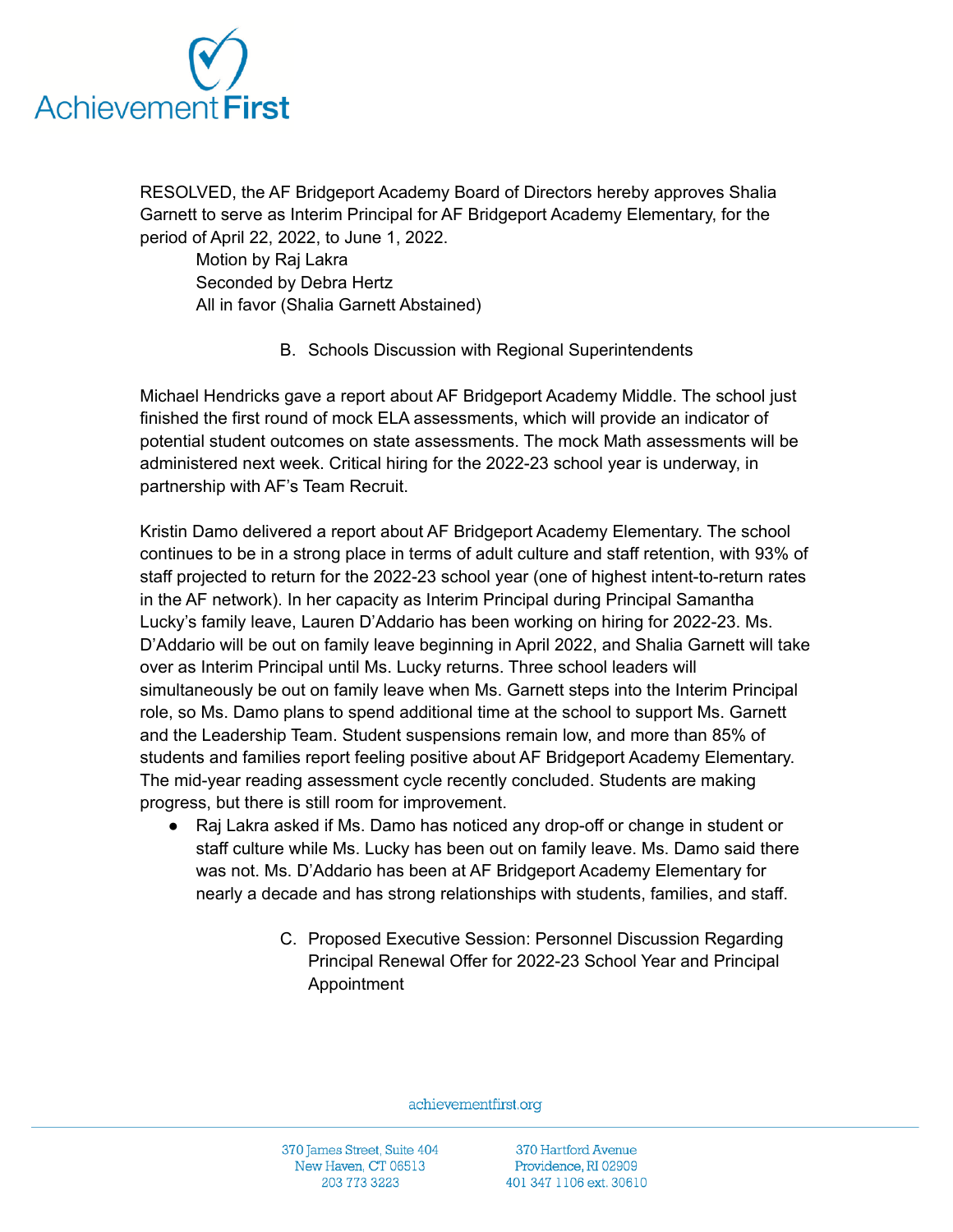RESOLVED, the AF Bridgeport Academy Board of Directors hereby approves Shalia Garnett to serve as Interim Principal for AF Bridgeport Academy Elementary, for the period of April 22, 2022, to June 1, 2022.

Motion by Raj Lakra
Seconded by Debra Hertz
All in favor (Shalia Garnett Abstained)

B. Schools Discussion with Regional Superintendents

Michael Hendricks gave a report about AF Bridgeport Academy Middle. The school just finished the first round of mock ELA assessments, which will provide an indicator of potential student outcomes on state assessments. The mock Math assessments will be administered next week. Critical hiring for the 2022-23 school year is underway, in partnership with AF's Team Recruit.

Kristin Damo delivered a report about AF Bridgeport Academy Elementary. The school continues to be in a strong place in terms of adult culture and staff retention, with 93% of staff projected to return for the 2022-23 school year (one of highest intent-to-return rates in the AF network). In her capacity as Interim Principal during Principal Samantha Lucky's family leave, Lauren D'Addario has been working on hiring for 2022-23. Ms. D'Addario will be out on family leave beginning in April 2022, and Shalia Garnett will take over as Interim Principal until Ms. Lucky returns. Three school leaders will simultaneously be out on family leave when Ms. Garnett steps into the Interim Principal role, so Ms. Damo plans to spend additional time at the school to support Ms. Garnett and the Leadership Team. Student suspensions remain low, and more than 85% of students and families report feeling positive about AF Bridgeport Academy Elementary. The mid-year reading assessment cycle recently concluded. Students are making progress, but there is still room for improvement.

- Raj Lakra asked if Ms. Damo has noticed any drop-off or change in student or staff culture while Ms. Lucky has been out on family leave. Ms. Damo said there was not. Ms. D'Addario has been at AF Bridgeport Academy Elementary for nearly a decade and has strong relationships with students, families, and staff.

C. Proposed Executive Session: Personnel Discussion Regarding Principal Renewal Offer for 2022-23 School Year and Principal Appointment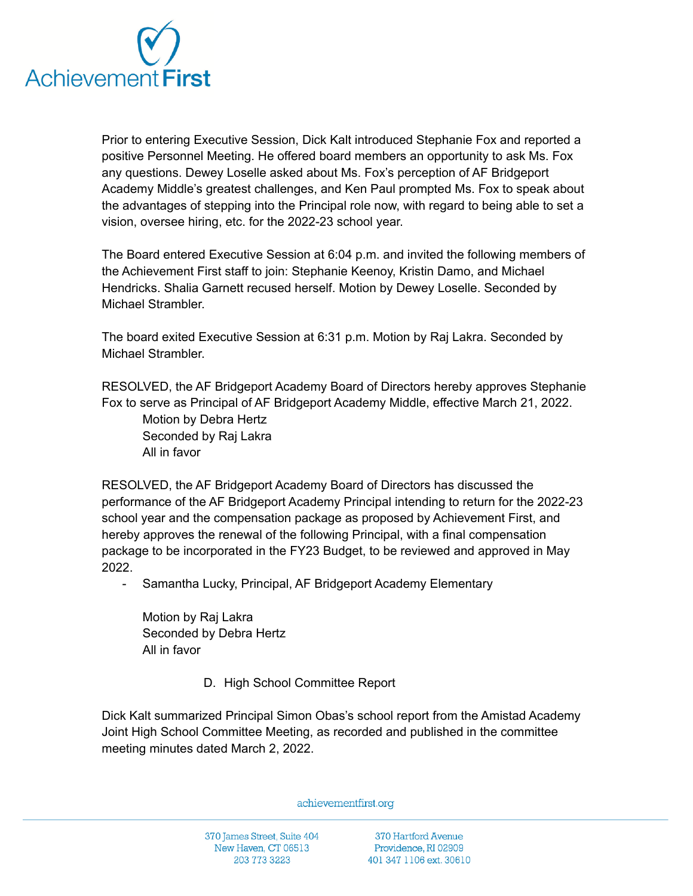Prior to entering Executive Session, Dick Kalt introduced Stephanie Fox and reported a positive Personnel Meeting. He offered board members an opportunity to ask Ms. Fox any questions. Dewey Loselle asked about Ms. Fox's perception of AF Bridgeport Academy Middle's greatest challenges, and Ken Paul prompted Ms. Fox to speak about the advantages of stepping into the Principal role now, with regard to being able to set a vision, oversee hiring, etc. for the 2022-23 school year.

The Board entered Executive Session at 6:04 p.m. and invited the following members of the Achievement First staff to join: Stephanie Keenoy, Kristin Damo, and Michael Hendricks. Shalia Garnett recused herself. Motion by Dewey Loselle. Seconded by Michael Strambler.

The board exited Executive Session at 6:31 p.m. Motion by Raj Lakra. Seconded by Michael Strambler.

RESOLVED, the AF Bridgeport Academy Board of Directors hereby approves Stephanie Fox to serve as Principal of AF Bridgeport Academy Middle, effective March 21, 2022.

Motion by Debra Hertz
Seconded by Raj Lakra
All in favor

RESOLVED, the AF Bridgeport Academy Board of Directors has discussed the performance of the AF Bridgeport Academy Principal intending to return for the 2022-23 school year and the compensation package as proposed by Achievement First, and hereby approves the renewal of the following Principal, with a final compensation package to be incorporated in the FY23 Budget, to be reviewed and approved in May 2022.

- Samantha Lucky, Principal, AF Bridgeport Academy Elementary

Motion by Raj Lakra
Seconded by Debra Hertz
All in favor

D. High School Committee Report

Dick Kalt summarized Principal Simon Obas's school report from the Amistad Academy Joint High School Committee Meeting, as recorded and published in the committee meeting minutes dated March 2, 2022.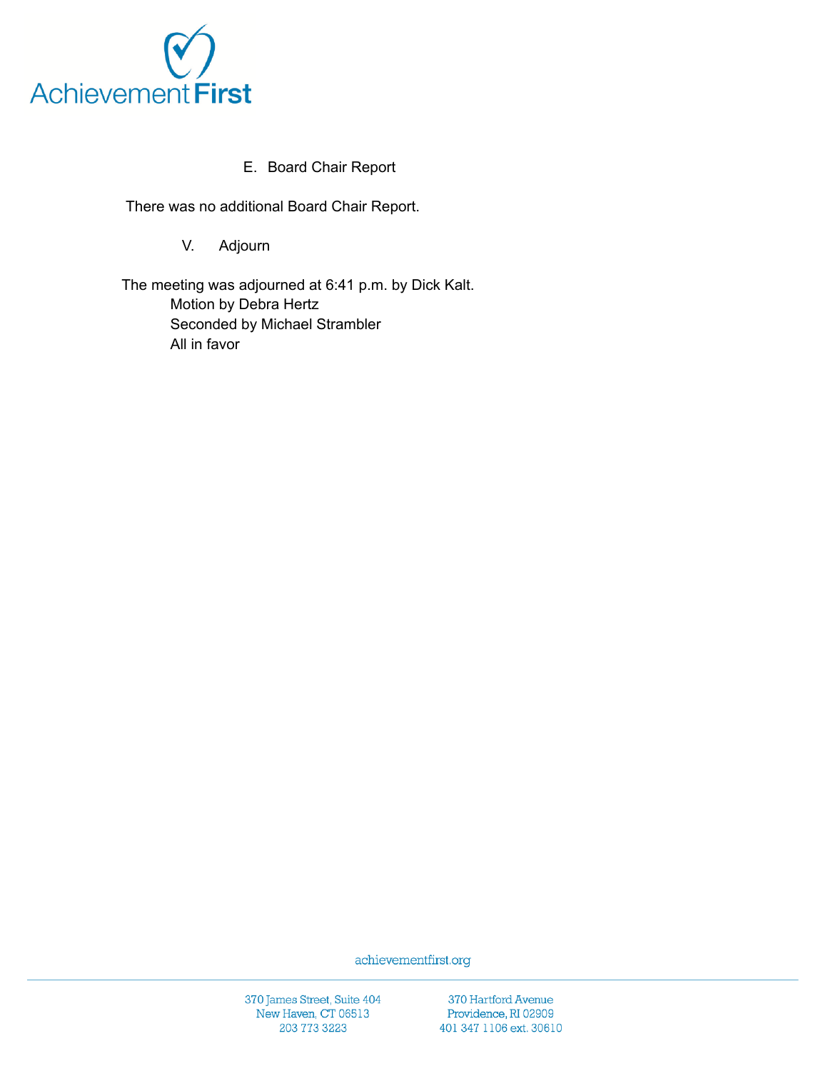E. Board Chair Report

There was no additional Board Chair Report.

V. Adjourn

The meeting was adjourned at 6:41 p.m. by Dick Kalt.

Motion by Debra Hertz
Seconded by Michael Strambler
All in favor